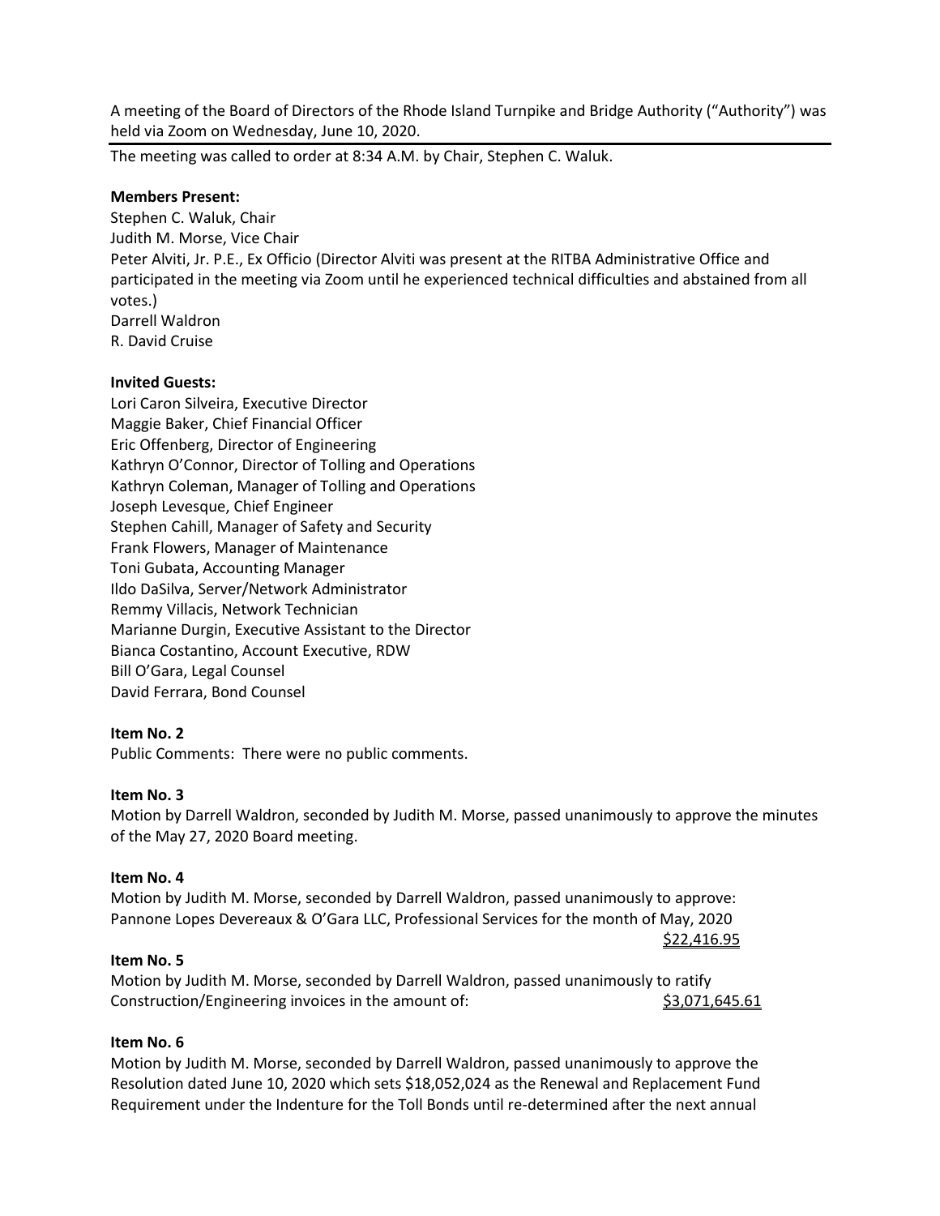A meeting of the Board of Directors of the Rhode Island Turnpike and Bridge Authority ("Authority") was held via Zoom on Wednesday, June 10, 2020.

---

The meeting was called to order at 8:34 A.M. by Chair, Stephen C. Waluk.

**Members Present:**

Stephen C. Waluk, Chair
Judith M. Morse, Vice Chair
Peter Alviti, Jr. P.E., Ex Officio (Director Alviti was present at the RITBA Administrative Office and participated in the meeting via Zoom until he experienced technical difficulties and abstained from all votes.)
Darrell Waldron
R. David Cruise

**Invited Guests:**

Lori Caron Silveira, Executive Director
Maggie Baker, Chief Financial Officer
Eric Offenberg, Director of Engineering
Kathryn O'Connor, Director of Tolling and Operations
Kathryn Coleman, Manager of Tolling and Operations
Joseph Levesque, Chief Engineer
Stephen Cahill, Manager of Safety and Security
Frank Flowers, Manager of Maintenance
Toni Gubata, Accounting Manager
Ildo DaSilva, Server/Network Administrator
Remmy Villacis, Network Technician
Marianne Durgin, Executive Assistant to the Director
Bianca Costantino, Account Executive, RDW
Bill O'Gara, Legal Counsel
David Ferrara, Bond Counsel

**Item No. 2**

Public Comments: There were no public comments.

**Item No. 3**

Motion by Darrell Waldron, seconded by Judith M. Morse, passed unanimously to approve the minutes of the May 27, 2020 Board meeting.

**Item No. 4**

Motion by Judith M. Morse, seconded by Darrell Waldron, passed unanimously to approve:
Pannone Lopes Devereaux & O'Gara LLC, Professional Services for the month of May, 2020
<u>$22,416.95</u>

**Item No. 5**

Motion by Judith M. Morse, seconded by Darrell Waldron, passed unanimously to ratify Construction/Engineering invoices in the amount of: <u>$3,071,645.61</u>

**Item No. 6**

Motion by Judith M. Morse, seconded by Darrell Waldron, passed unanimously to approve the Resolution dated June 10, 2020 which sets $18,052,024 as the Renewal and Replacement Fund Requirement under the Indenture for the Toll Bonds until re-determined after the next annual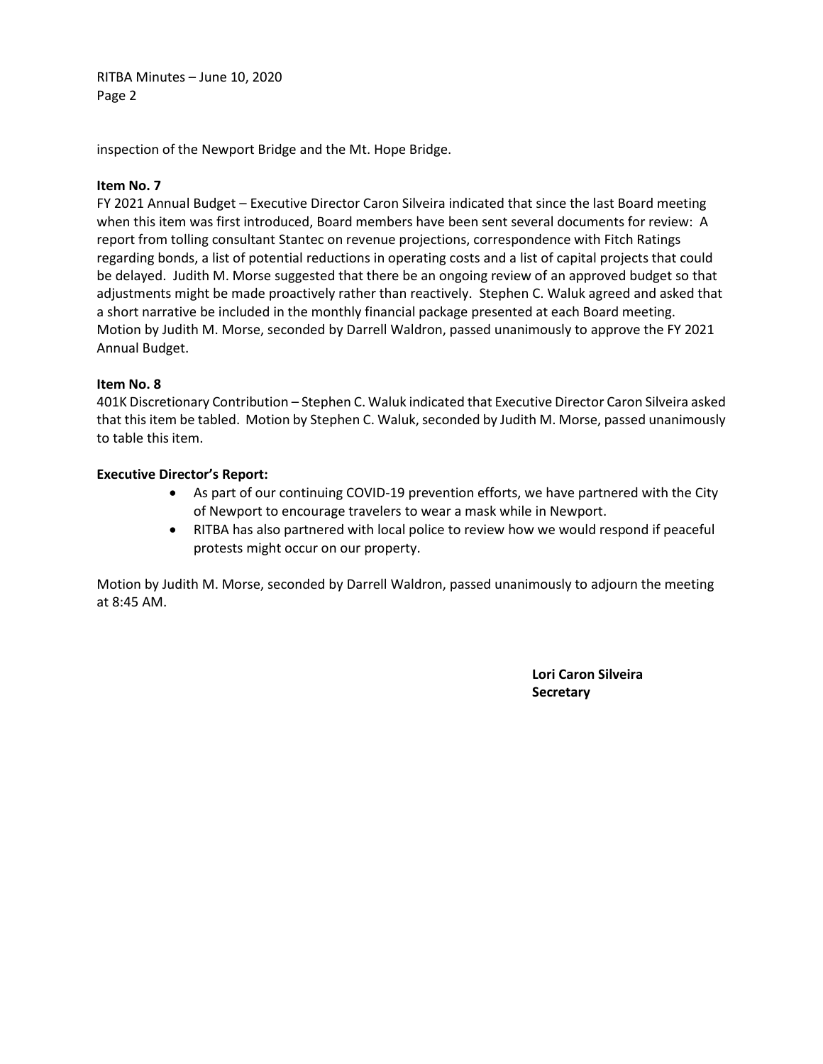inspection of the Newport Bridge and the Mt. Hope Bridge.

**Item No. 7**

FY 2021 Annual Budget – Executive Director Caron Silveira indicated that since the last Board meeting when this item was first introduced, Board members have been sent several documents for review: A report from tolling consultant Stantec on revenue projections, correspondence with Fitch Ratings regarding bonds, a list of potential reductions in operating costs and a list of capital projects that could be delayed. Judith M. Morse suggested that there be an ongoing review of an approved budget so that adjustments might be made proactively rather than reactively. Stephen C. Waluk agreed and asked that a short narrative be included in the monthly financial package presented at each Board meeting. Motion by Judith M. Morse, seconded by Darrell Waldron, passed unanimously to approve the FY 2021 Annual Budget.

**Item No. 8**

401K Discretionary Contribution – Stephen C. Waluk indicated that Executive Director Caron Silveira asked that this item be tabled. Motion by Stephen C. Waluk, seconded by Judith M. Morse, passed unanimously to table this item.

**Executive Director's Report:**

- As part of our continuing COVID-19 prevention efforts, we have partnered with the City of Newport to encourage travelers to wear a mask while in Newport.
- RITBA has also partnered with local police to review how we would respond if peaceful protests might occur on our property.

Motion by Judith M. Morse, seconded by Darrell Waldron, passed unanimously to adjourn the meeting at 8:45 AM.

**Lori Caron Silveira**
**Secretary**